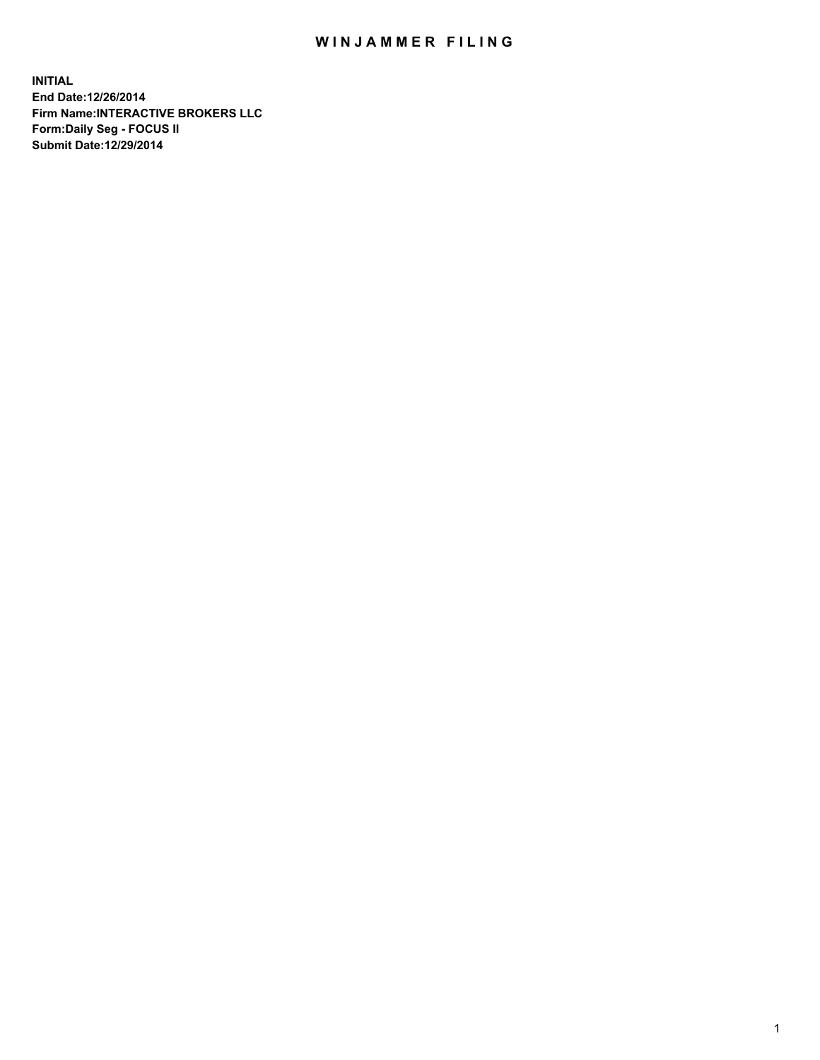# WINJAMMER FILING

**INITIAL**
**End Date:12/26/2014**
**Firm Name:INTERACTIVE BROKERS LLC**
**Form:Daily Seg - FOCUS II**
**Submit Date:12/29/2014**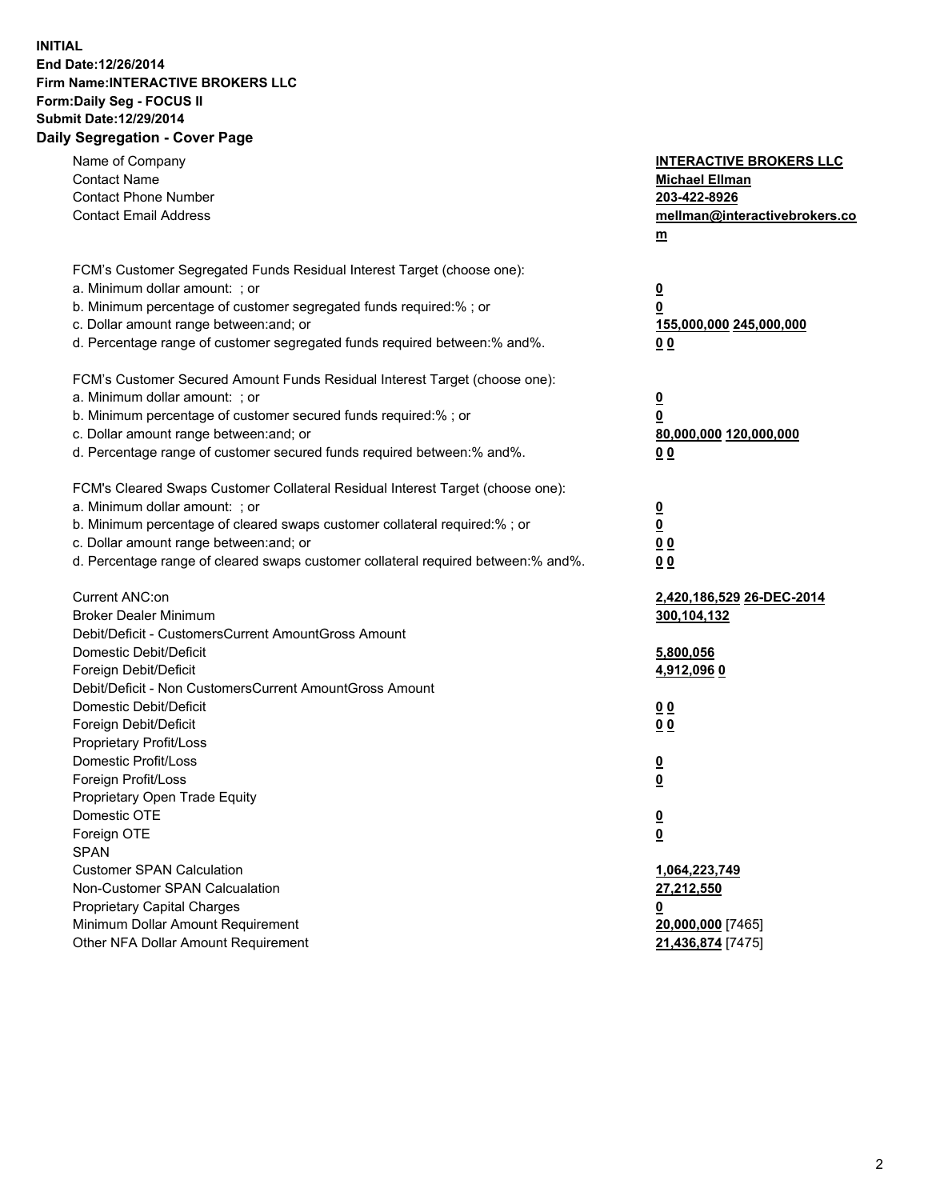**INITIAL**
**End Date:12/26/2014**
**Firm Name:INTERACTIVE BROKERS LLC**
**Form:Daily Seg - FOCUS II**
**Submit Date:12/29/2014**
**Daily Segregation - Cover Page**

| | |
|---|---|
| Name of Company | **INTERACTIVE BROKERS LLC** |
| Contact Name | **Michael Ellman** |
| Contact Phone Number | **203-422-8926** |
| Contact Email Address | **mellman@interactivebrokers.com** |
| FCM's Customer Segregated Funds Residual Interest Target (choose one): | |
| a. Minimum dollar amount: ; or | **0** |
| b. Minimum percentage of customer segregated funds required:% ; or | **0** |
| c. Dollar amount range between:and; or | **155,000,000 245,000,000** |
| d. Percentage range of customer segregated funds required between:% and%. | **0 0** |
| FCM's Customer Secured Amount Funds Residual Interest Target (choose one): | |
| a. Minimum dollar amount: ; or | **0** |
| b. Minimum percentage of customer secured funds required:% ; or | **0** |
| c. Dollar amount range between:and; or | **80,000,000 120,000,000** |
| d. Percentage range of customer secured funds required between:% and%. | **0 0** |
| FCM's Cleared Swaps Customer Collateral Residual Interest Target (choose one): | |
| a. Minimum dollar amount: ; or | **0** |
| b. Minimum percentage of cleared swaps customer collateral required:% ; or | **0** |
| c. Dollar amount range between:and; or | **0 0** |
| d. Percentage range of cleared swaps customer collateral required between:% and%. | **0 0** |
| Current ANC:on | **2,420,186,529 26-DEC-2014** |
| Broker Dealer Minimum | **300,104,132** |
| Debit/Deficit - CustomersCurrent AmountGross Amount | |
| Domestic Debit/Deficit | **5,800,056** |
| Foreign Debit/Deficit | **4,912,096 0** |
| Debit/Deficit - Non CustomersCurrent AmountGross Amount | |
| Domestic Debit/Deficit | **0 0** |
| Foreign Debit/Deficit | **0 0** |
| Proprietary Profit/Loss | |
| Domestic Profit/Loss | **0** |
| Foreign Profit/Loss | **0** |
| Proprietary Open Trade Equity | |
| Domestic OTE | **0** |
| Foreign OTE | **0** |
| SPAN | |
| Customer SPAN Calculation | **1,064,223,749** |
| Non-Customer SPAN Calcualation | **27,212,550** |
| Proprietary Capital Charges | **0** |
| Minimum Dollar Amount Requirement | **20,000,000** [7465] |
| Other NFA Dollar Amount Requirement | **21,436,874** [7475] |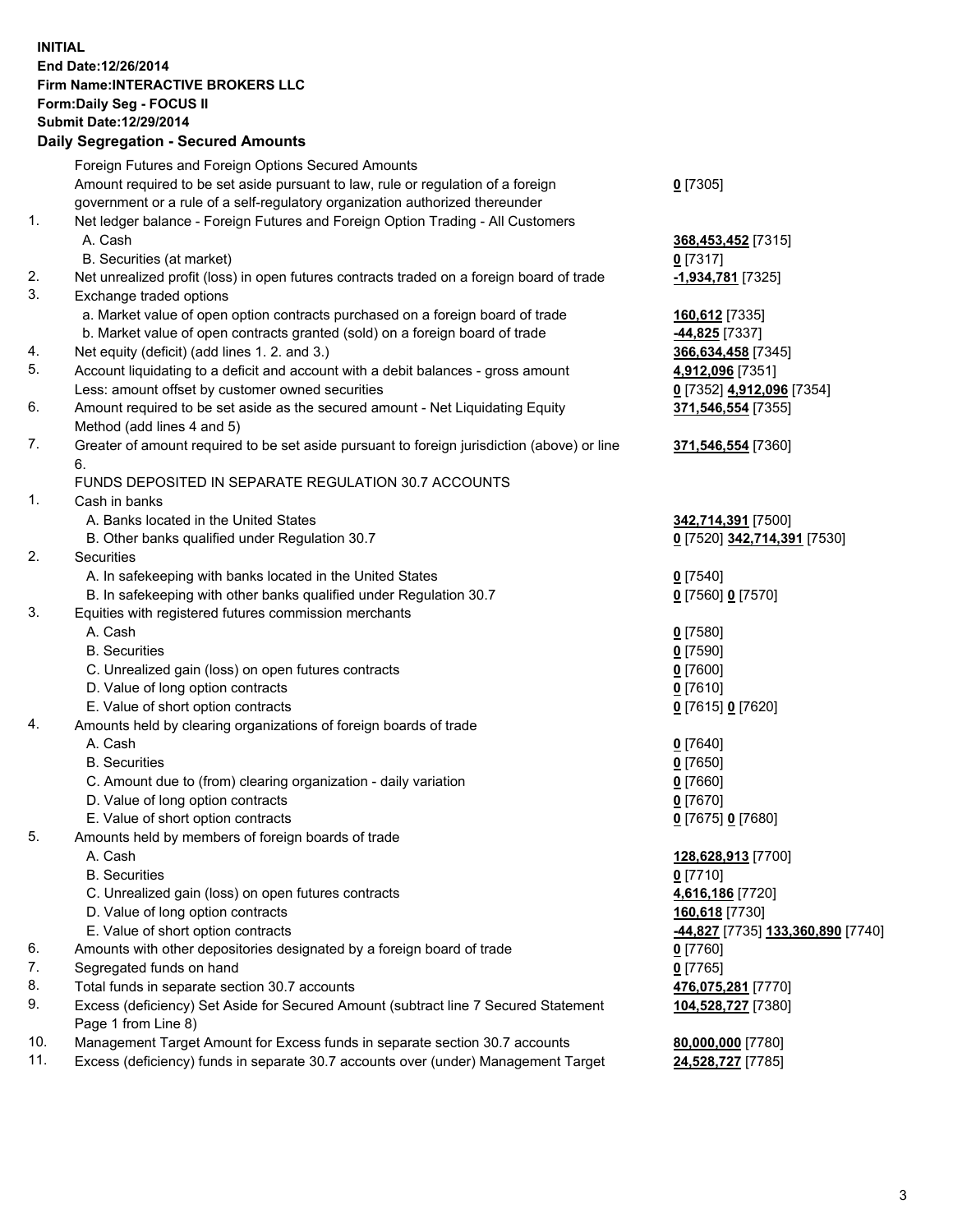**INITIAL**
**End Date:12/26/2014**
**Firm Name:INTERACTIVE BROKERS LLC**
**Form:Daily Seg - FOCUS II**
**Submit Date:12/29/2014**

## Daily Segregation - Secured Amounts

| | | |
|---|---|---|
| | Foreign Futures and Foreign Options Secured Amounts | |
| | Amount required to be set aside pursuant to law, rule or regulation of a foreign government or a rule of a self-regulatory organization authorized thereunder | **0** [7305] |
| 1. | Net ledger balance - Foreign Futures and Foreign Option Trading - All Customers | |
| | A. Cash | **368,453,452** [7315] |
| | B. Securities (at market) | **0** [7317] |
| 2. | Net unrealized profit (loss) in open futures contracts traded on a foreign board of trade | **-1,934,781** [7325] |
| 3. | Exchange traded options | |
| | a. Market value of open option contracts purchased on a foreign board of trade | **160,612** [7335] |
| | b. Market value of open contracts granted (sold) on a foreign board of trade | **-44,825** [7337] |
| 4. | Net equity (deficit) (add lines 1. 2. and 3.) | **366,634,458** [7345] |
| 5. | Account liquidating to a deficit and account with a debit balances - gross amount | **4,912,096** [7351] |
| | Less: amount offset by customer owned securities | **0** [7352] **4,912,096** [7354] |
| 6. | Amount required to be set aside as the secured amount - Net Liquidating Equity Method (add lines 4 and 5) | **371,546,554** [7355] |
| 7. | Greater of amount required to be set aside pursuant to foreign jurisdiction (above) or line 6. | **371,546,554** [7360] |
| | FUNDS DEPOSITED IN SEPARATE REGULATION 30.7 ACCOUNTS | |
| 1. | Cash in banks | |
| | A. Banks located in the United States | **342,714,391** [7500] |
| | B. Other banks qualified under Regulation 30.7 | **0** [7520] **342,714,391** [7530] |
| 2. | Securities | |
| | A. In safekeeping with banks located in the United States | **0** [7540] |
| | B. In safekeeping with other banks qualified under Regulation 30.7 | **0** [7560] **0** [7570] |
| 3. | Equities with registered futures commission merchants | |
| | A. Cash | **0** [7580] |
| | B. Securities | **0** [7590] |
| | C. Unrealized gain (loss) on open futures contracts | **0** [7600] |
| | D. Value of long option contracts | **0** [7610] |
| | E. Value of short option contracts | **0** [7615] **0** [7620] |
| 4. | Amounts held by clearing organizations of foreign boards of trade | |
| | A. Cash | **0** [7640] |
| | B. Securities | **0** [7650] |
| | C. Amount due to (from) clearing organization - daily variation | **0** [7660] |
| | D. Value of long option contracts | **0** [7670] |
| | E. Value of short option contracts | **0** [7675] **0** [7680] |
| 5. | Amounts held by members of foreign boards of trade | |
| | A. Cash | **128,628,913** [7700] |
| | B. Securities | **0** [7710] |
| | C. Unrealized gain (loss) on open futures contracts | **4,616,186** [7720] |
| | D. Value of long option contracts | **160,618** [7730] |
| | E. Value of short option contracts | **-44,827** [7735] **133,360,890** [7740] |
| 6. | Amounts with other depositories designated by a foreign board of trade | **0** [7760] |
| 7. | Segregated funds on hand | **0** [7765] |
| 8. | Total funds in separate section 30.7 accounts | **476,075,281** [7770] |
| 9. | Excess (deficiency) Set Aside for Secured Amount (subtract line 7 Secured Statement Page 1 from Line 8) | **104,528,727** [7380] |
| 10. | Management Target Amount for Excess funds in separate section 30.7 accounts | **80,000,000** [7780] |
| 11. | Excess (deficiency) funds in separate 30.7 accounts over (under) Management Target | **24,528,727** [7785] |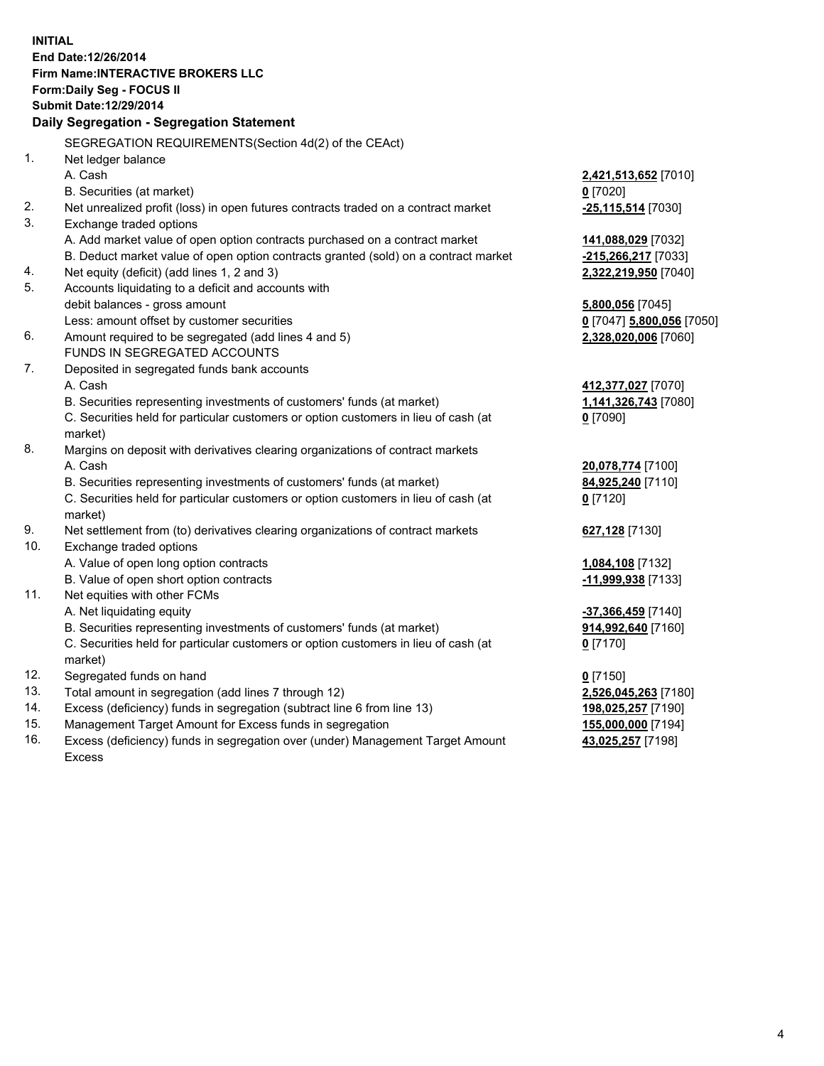**INITIAL**
**End Date:12/26/2014**
**Firm Name:INTERACTIVE BROKERS LLC**
**Form:Daily Seg - FOCUS II**
**Submit Date:12/29/2014**

## Daily Segregation - Segregation Statement

SEGREGATION REQUIREMENTS(Section 4d(2) of the CEAct)

| | | |
|---|---|---|
| 1. | Net ledger balance | |
| | A. Cash | **2,421,513,652** [7010] |
| | B. Securities (at market) | **0** [7020] |
| 2. | Net unrealized profit (loss) in open futures contracts traded on a contract market | **-25,115,514** [7030] |
| 3. | Exchange traded options | |
| | A. Add market value of open option contracts purchased on a contract market | **141,088,029** [7032] |
| | B. Deduct market value of open option contracts granted (sold) on a contract market | **-215,266,217** [7033] |
| 4. | Net equity (deficit) (add lines 1, 2 and 3) | **2,322,219,950** [7040] |
| 5. | Accounts liquidating to a deficit and accounts with debit balances - gross amount | **5,800,056** [7045] |
| | Less: amount offset by customer securities | **0** [7047] **5,800,056** [7050] |
| 6. | Amount required to be segregated (add lines 4 and 5) | **2,328,020,006** [7060] |
| | FUNDS IN SEGREGATED ACCOUNTS | |
| 7. | Deposited in segregated funds bank accounts | |
| | A. Cash | **412,377,027** [7070] |
| | B. Securities representing investments of customers' funds (at market) | **1,141,326,743** [7080] |
| | C. Securities held for particular customers or option customers in lieu of cash (at market) | **0** [7090] |
| 8. | Margins on deposit with derivatives clearing organizations of contract markets | |
| | A. Cash | **20,078,774** [7100] |
| | B. Securities representing investments of customers' funds (at market) | **84,925,240** [7110] |
| | C. Securities held for particular customers or option customers in lieu of cash (at market) | **0** [7120] |
| 9. | Net settlement from (to) derivatives clearing organizations of contract markets | **627,128** [7130] |
| 10. | Exchange traded options | |
| | A. Value of open long option contracts | **1,084,108** [7132] |
| | B. Value of open short option contracts | **-11,999,938** [7133] |
| 11. | Net equities with other FCMs | |
| | A. Net liquidating equity | **-37,366,459** [7140] |
| | B. Securities representing investments of customers' funds (at market) | **914,992,640** [7160] |
| | C. Securities held for particular customers or option customers in lieu of cash (at market) | **0** [7170] |
| 12. | Segregated funds on hand | **0** [7150] |
| 13. | Total amount in segregation (add lines 7 through 12) | **2,526,045,263** [7180] |
| 14. | Excess (deficiency) funds in segregation (subtract line 6 from line 13) | **198,025,257** [7190] |
| 15. | Management Target Amount for Excess funds in segregation | **155,000,000** [7194] |
| 16. | Excess (deficiency) funds in segregation over (under) Management Target Amount Excess | **43,025,257** [7198] |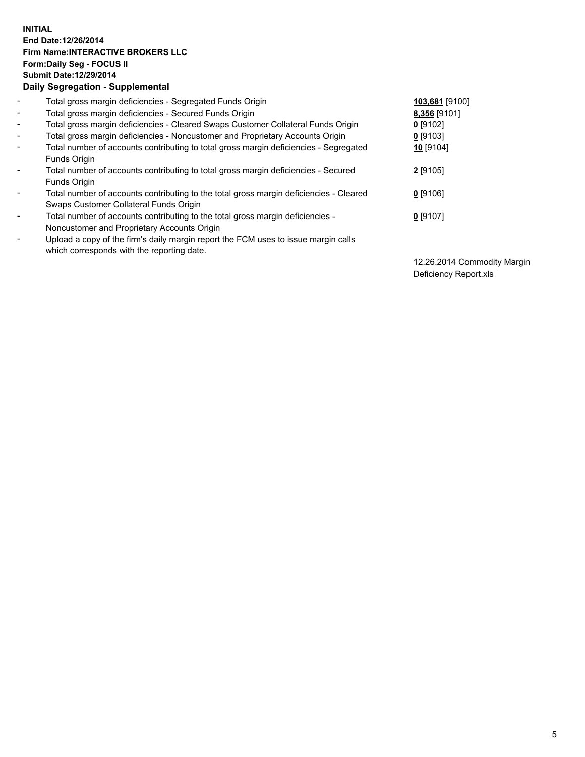**INITIAL**
**End Date:12/26/2014**
**Firm Name:INTERACTIVE BROKERS LLC**
**Form:Daily Seg - FOCUS II**
**Submit Date:12/29/2014**

## Daily Segregation - Supplemental

| | | |
|---|---|---|
| - | Total gross margin deficiencies - Segregated Funds Origin | **103,681** [9100] |
| - | Total gross margin deficiencies - Secured Funds Origin | **8,356** [9101] |
| - | Total gross margin deficiencies - Cleared Swaps Customer Collateral Funds Origin | **0** [9102] |
| - | Total gross margin deficiencies - Noncustomer and Proprietary Accounts Origin | **0** [9103] |
| - | Total number of accounts contributing to total gross margin deficiencies - Segregated Funds Origin | **10** [9104] |
| - | Total number of accounts contributing to total gross margin deficiencies - Secured Funds Origin | **2** [9105] |
| - | Total number of accounts contributing to the total gross margin deficiencies - Cleared Swaps Customer Collateral Funds Origin | **0** [9106] |
| - | Total number of accounts contributing to the total gross margin deficiencies - Noncustomer and Proprietary Accounts Origin | **0** [9107] |
| - | Upload a copy of the firm's daily margin report the FCM uses to issue margin calls which corresponds with the reporting date. | 12.26.2014 Commodity Margin Deficiency Report.xls |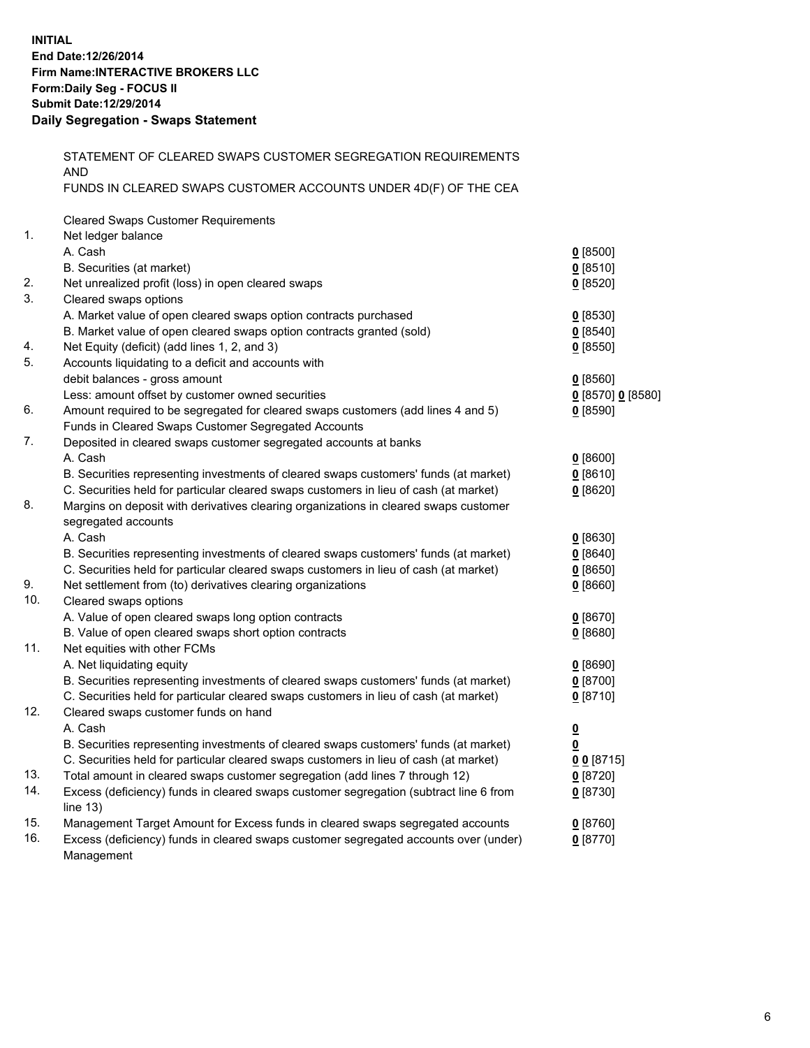**INITIAL**
**End Date:12/26/2014**
**Firm Name:INTERACTIVE BROKERS LLC**
**Form:Daily Seg - FOCUS II**
**Submit Date:12/29/2014**
**Daily Segregation - Swaps Statement**

STATEMENT OF CLEARED SWAPS CUSTOMER SEGREGATION REQUIREMENTS AND FUNDS IN CLEARED SWAPS CUSTOMER ACCOUNTS UNDER 4D(F) OF THE CEA

| | | |
|---|---|---|
| | Cleared Swaps Customer Requirements | |
| 1. | Net ledger balance | |
| | A. Cash | 0 [8500] |
| | B. Securities (at market) | 0 [8510] |
| 2. | Net unrealized profit (loss) in open cleared swaps | 0 [8520] |
| 3. | Cleared swaps options | |
| | A. Market value of open cleared swaps option contracts purchased | 0 [8530] |
| | B. Market value of open cleared swaps option contracts granted (sold) | 0 [8540] |
| 4. | Net Equity (deficit) (add lines 1, 2, and 3) | 0 [8550] |
| 5. | Accounts liquidating to a deficit and accounts with | |
| | debit balances - gross amount | 0 [8560] |
| | Less: amount offset by customer owned securities | 0 [8570] 0 [8580] |
| 6. | Amount required to be segregated for cleared swaps customers (add lines 4 and 5) | 0 [8590] |
| | Funds in Cleared Swaps Customer Segregated Accounts | |
| 7. | Deposited in cleared swaps customer segregated accounts at banks | |
| | A. Cash | 0 [8600] |
| | B. Securities representing investments of cleared swaps customers' funds (at market) | 0 [8610] |
| | C. Securities held for particular cleared swaps customers in lieu of cash (at market) | 0 [8620] |
| 8. | Margins on deposit with derivatives clearing organizations in cleared swaps customer segregated accounts | |
| | A. Cash | 0 [8630] |
| | B. Securities representing investments of cleared swaps customers' funds (at market) | 0 [8640] |
| | C. Securities held for particular cleared swaps customers in lieu of cash (at market) | 0 [8650] |
| 9. | Net settlement from (to) derivatives clearing organizations | 0 [8660] |
| 10. | Cleared swaps options | |
| | A. Value of open cleared swaps long option contracts | 0 [8670] |
| | B. Value of open cleared swaps short option contracts | 0 [8680] |
| 11. | Net equities with other FCMs | |
| | A. Net liquidating equity | 0 [8690] |
| | B. Securities representing investments of cleared swaps customers' funds (at market) | 0 [8700] |
| | C. Securities held for particular cleared swaps customers in lieu of cash (at market) | 0 [8710] |
| 12. | Cleared swaps customer funds on hand | |
| | A. Cash | 0 |
| | B. Securities representing investments of cleared swaps customers' funds (at market) | 0 |
| | C. Securities held for particular cleared swaps customers in lieu of cash (at market) | 0 0 [8715] |
| 13. | Total amount in cleared swaps customer segregation (add lines 7 through 12) | 0 [8720] |
| 14. | Excess (deficiency) funds in cleared swaps customer segregation (subtract line 6 from line 13) | 0 [8730] |
| 15. | Management Target Amount for Excess funds in cleared swaps segregated accounts | 0 [8760] |
| 16. | Excess (deficiency) funds in cleared swaps customer segregated accounts over (under) Management | 0 [8770] |